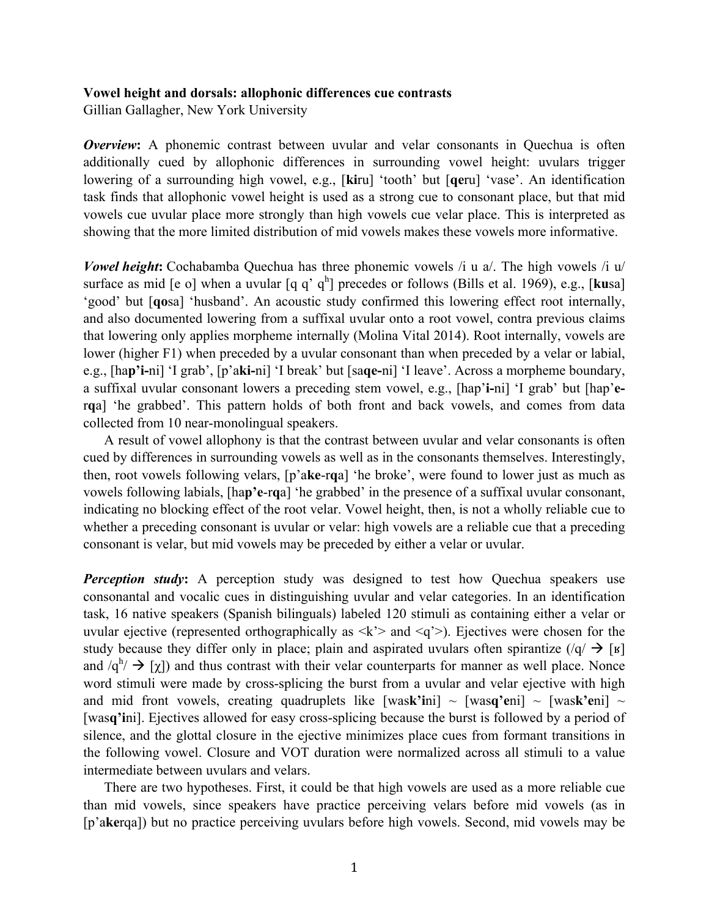**Vowel height and dorsals: allophonic differences cue contrasts**
Gillian Gallagher, New York University

***Overview*:** A phonemic contrast between uvular and velar consonants in Quechua is often additionally cued by allophonic differences in surrounding vowel height: uvulars trigger lowering of a surrounding high vowel, e.g., [**ki**ru] 'tooth' but [**qe**ru] 'vase'. An identification task finds that allophonic vowel height is used as a strong cue to consonant place, but that mid vowels cue uvular place more strongly than high vowels cue velar place. This is interpreted as showing that the more limited distribution of mid vowels makes these vowels more informative.

***Vowel height*:** Cochabamba Quechua has three phonemic vowels /i u a/. The high vowels /i u/ surface as mid [e o] when a uvular [q q' $q^h$] precedes or follows (Bills et al. 1969), e.g., [**ku**sa] 'good' but [**qo**sa] 'husband'. An acoustic study confirmed this lowering effect root internally, and also documented lowering from a suffixal uvular onto a root vowel, contra previous claims that lowering only applies morpheme internally (Molina Vital 2014). Root internally, vowels are lower (higher F1) when preceded by a uvular consonant than when preceded by a velar or labial, e.g., [ha**p'i-**ni] 'I grab', [p'a**ki-**ni] 'I break' but [sa**qe-**ni] 'I leave'. Across a morpheme boundary, a suffixal uvular consonant lowers a preceding stem vowel, e.g., [hap'**i**-ni] 'I grab' but [hap'**e**-r**q**a] 'he grabbed'. This pattern holds of both front and back vowels, and comes from data collected from 10 near-monolingual speakers.

A result of vowel allophony is that the contrast between uvular and velar consonants is often cued by differences in surrounding vowels as well as in the consonants themselves. Interestingly, then, root vowels following velars, [p'a**ke**-r**q**a] 'he broke', were found to lower just as much as vowels following labials, [ha**p'e**-r**q**a] 'he grabbed' in the presence of a suffixal uvular consonant, indicating no blocking effect of the root velar. Vowel height, then, is not a wholly reliable cue to whether a preceding consonant is uvular or velar: high vowels are a reliable cue that a preceding consonant is velar, but mid vowels may be preceded by either a velar or uvular.

***Perception study*:** A perception study was designed to test how Quechua speakers use consonantal and vocalic cues in distinguishing uvular and velar categories. In an identification task, 16 native speakers (Spanish bilinguals) labeled 120 stimuli as containing either a velar or uvular ejective (represented orthographically as <k'> and <q'>). Ejectives were chosen for the study because they differ only in place; plain and aspirated uvulars often spirantize (/q/ → [ʁ] and /$q^h$/ → [χ]) and thus contrast with their velar counterparts for manner as well place. Nonce word stimuli were made by cross-splicing the burst from a uvular and velar ejective with high and mid front vowels, creating quadruplets like [was**k'i**ni] ~ [was**q'e**ni] ~ [was**k'e**ni] ~ [was**q'i**ni]. Ejectives allowed for easy cross-splicing because the burst is followed by a period of silence, and the glottal closure in the ejective minimizes place cues from formant transitions in the following vowel. Closure and VOT duration were normalized across all stimuli to a value intermediate between uvulars and velars.

There are two hypotheses. First, it could be that high vowels are used as a more reliable cue than mid vowels, since speakers have practice perceiving velars before mid vowels (as in [p'a**ke**rqa]) but no practice perceiving uvulars before high vowels. Second, mid vowels may be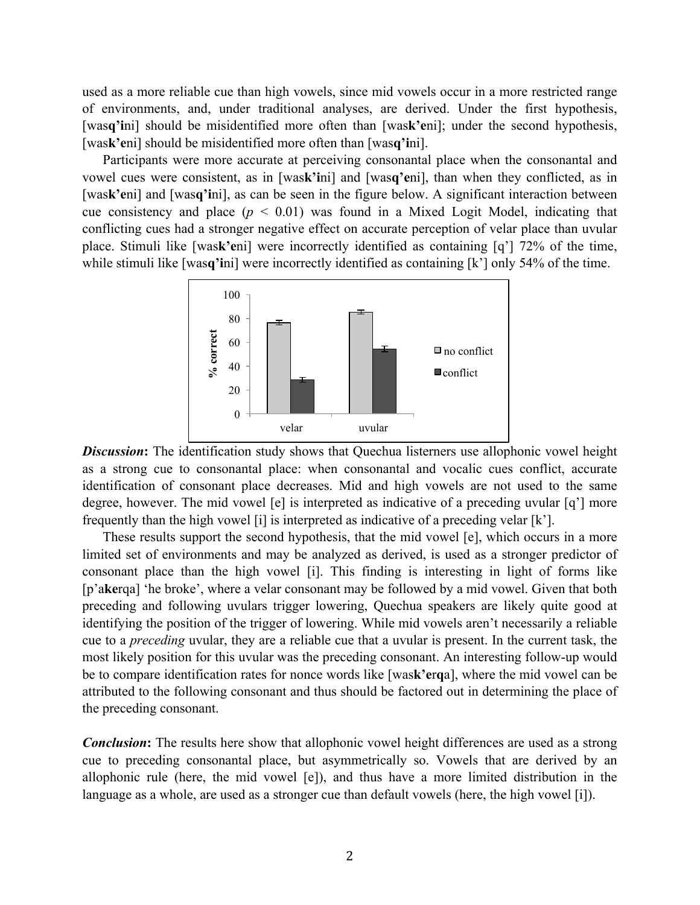used as a more reliable cue than high vowels, since mid vowels occur in a more restricted range of environments, and, under traditional analyses, are derived. Under the first hypothesis, [was**q'i**ni] should be misidentified more often than [was**k'e**ni]; under the second hypothesis, [was**k'e**ni] should be misidentified more often than [was**q'i**ni].

Participants were more accurate at perceiving consonantal place when the consonantal and vowel cues were consistent, as in [was**k'i**ni] and [was**q'e**ni], than when they conflicted, as in [was**k'e**ni] and [was**q'i**ni], as can be seen in the figure below. A significant interaction between cue consistency and place ($p < 0.01$) was found in a Mixed Logit Model, indicating that conflicting cues had a stronger negative effect on accurate perception of velar place than uvular place. Stimuli like [was**k'e**ni] were incorrectly identified as containing [q'] 72% of the time, while stimuli like [was**q'i**ni] were incorrectly identified as containing [k'] only 54% of the time.

100
80
60
40
20
0
% correct
velar
uvular
no conflict
conflict

***Discussion*:** The identification study shows that Quechua listeners use allophonic vowel height as a strong cue to consonantal place: when consonantal and vocalic cues conflict, accurate identification of consonant place decreases. Mid and high vowels are not used to the same degree, however. The mid vowel [e] is interpreted as indicative of a preceding uvular [q'] more frequently than the high vowel [i] is interpreted as indicative of a preceding velar [k'].

These results support the second hypothesis, that the mid vowel [e], which occurs in a more limited set of environments and may be analyzed as derived, is used as a stronger predictor of consonant place than the high vowel [i]. This finding is interesting in light of forms like [p'a**ke**rqa] 'he broke', where a velar consonant may be followed by a mid vowel. Given that both preceding and following uvulars trigger lowering, Quechua speakers are likely quite good at identifying the position of the trigger of lowering. While mid vowels aren't necessarily a reliable cue to a *preceding* uvular, they are a reliable cue that a uvular is present. In the current task, the most likely position for this uvular was the preceding consonant. An interesting follow-up would be to compare identification rates for nonce words like [was**k'erq**a], where the mid vowel can be attributed to the following consonant and thus should be factored out in determining the place of the preceding consonant.

***Conclusion*:** The results here show that allophonic vowel height differences are used as a strong cue to preceding consonantal place, but asymmetrically so. Vowels that are derived by an allophonic rule (here, the mid vowel [e]), and thus have a more limited distribution in the language as a whole, are used as a stronger cue than default vowels (here, the high vowel [i]).